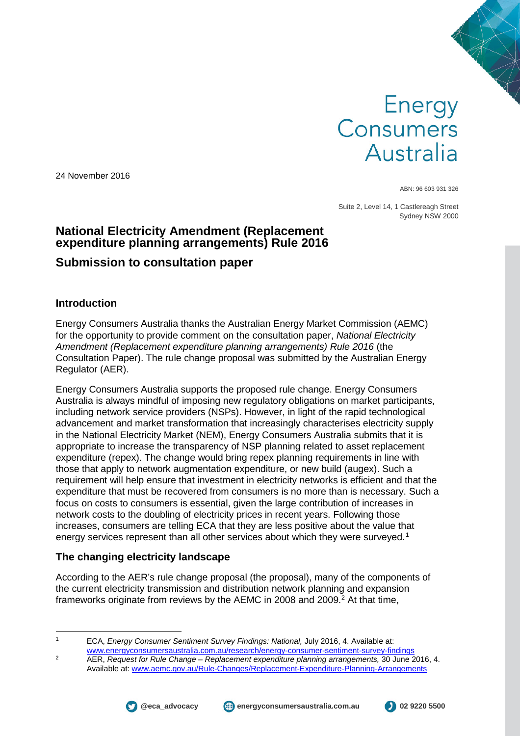Energy Consumers Australia

24 November 2016

ABN: 96 603 931 326

Suite 2, Level 14, 1 Castlereagh Street
Sydney NSW 2000

# National Electricity Amendment (Replacement expenditure planning arrangements) Rule 2016

## Submission to consultation paper

### Introduction

Energy Consumers Australia thanks the Australian Energy Market Commission (AEMC) for the opportunity to provide comment on the consultation paper, *National Electricity Amendment (Replacement expenditure planning arrangements) Rule 2016* (the Consultation Paper). The rule change proposal was submitted by the Australian Energy Regulator (AER).

Energy Consumers Australia supports the proposed rule change. Energy Consumers Australia is always mindful of imposing new regulatory obligations on market participants, including network service providers (NSPs). However, in light of the rapid technological advancement and market transformation that increasingly characterises electricity supply in the National Electricity Market (NEM), Energy Consumers Australia submits that it is appropriate to increase the transparency of NSP planning related to asset replacement expenditure (repex). The change would bring repex planning requirements in line with those that apply to network augmentation expenditure, or new build (augex). Such a requirement will help ensure that investment in electricity networks is efficient and that the expenditure that must be recovered from consumers is no more than is necessary. Such a focus on costs to consumers is essential, given the large contribution of increases in network costs to the doubling of electricity prices in recent years. Following those increases, consumers are telling ECA that they are less positive about the value that energy services represent than all other services about which they were surveyed.[1]

### The changing electricity landscape

According to the AER's rule change proposal (the proposal), many of the components of the current electricity transmission and distribution network planning and expansion frameworks originate from reviews by the AEMC in 2008 and 2009.[2] At that time,

---

[1] ECA, *Energy Consumer Sentiment Survey Findings: National,* July 2016, 4. Available at: www.energyconsumersaustralia.com.au/research/energy-consumer-sentiment-survey-findings

[2] AER, *Request for Rule Change – Replacement expenditure planning arrangements,* 30 June 2016, 4. Available at: www.aemc.gov.au/Rule-Changes/Replacement-Expenditure-Planning-Arrangements

@eca_advocacy energyconsumersaustralia.com.au 02 9220 5500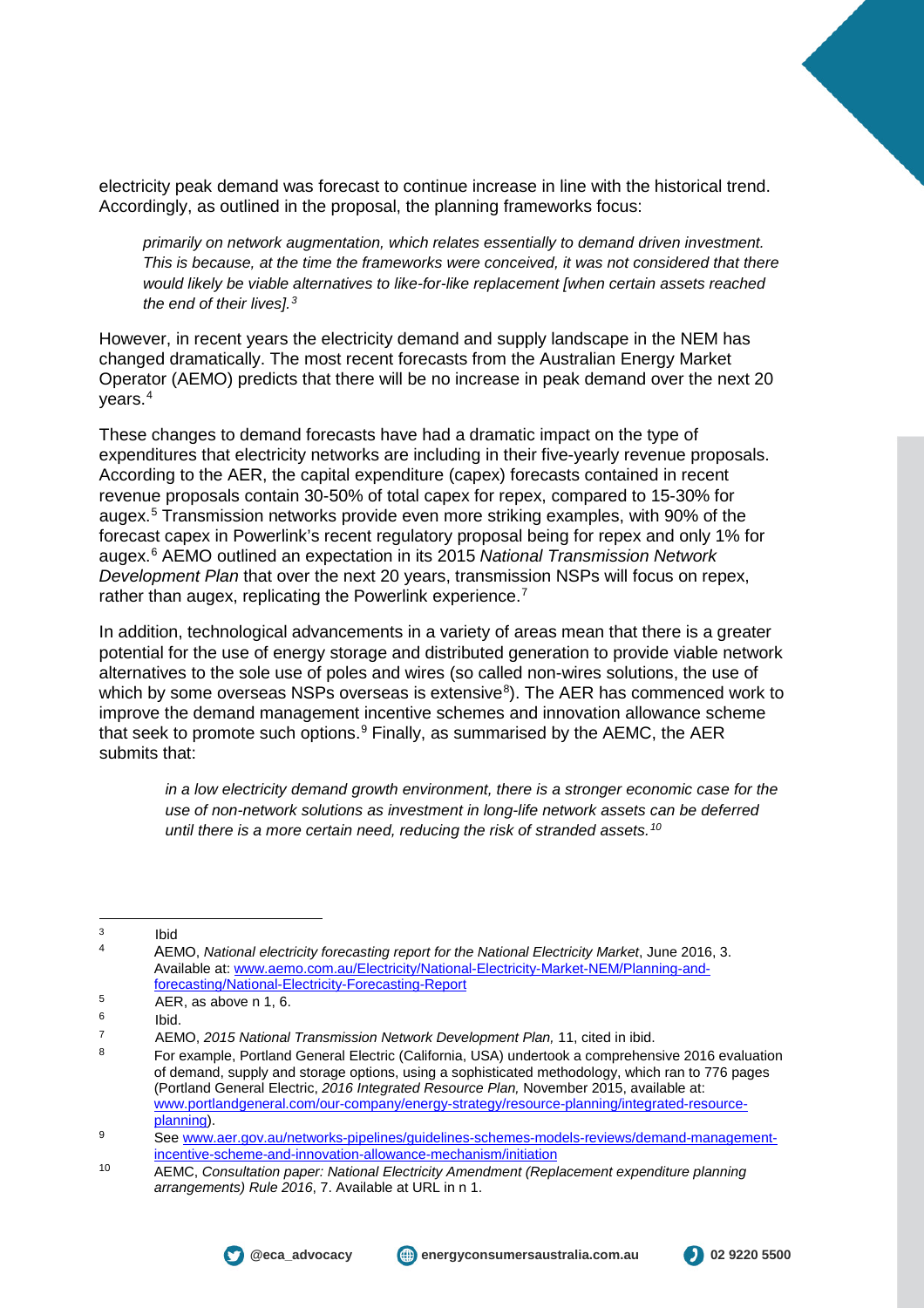electricity peak demand was forecast to continue increase in line with the historical trend. Accordingly, as outlined in the proposal, the planning frameworks focus:

> *primarily on network augmentation, which relates essentially to demand driven investment. This is because, at the time the frameworks were conceived, it was not considered that there would likely be viable alternatives to like-for-like replacement [when certain assets reached the end of their lives].[3]*

However, in recent years the electricity demand and supply landscape in the NEM has changed dramatically. The most recent forecasts from the Australian Energy Market Operator (AEMO) predicts that there will be no increase in peak demand over the next 20 years.[4]

These changes to demand forecasts have had a dramatic impact on the type of expenditures that electricity networks are including in their five-yearly revenue proposals. According to the AER, the capital expenditure (capex) forecasts contained in recent revenue proposals contain 30-50% of total capex for repex, compared to 15-30% for augex.[5] Transmission networks provide even more striking examples, with 90% of the forecast capex in Powerlink's recent regulatory proposal being for repex and only 1% for augex.[6] AEMO outlined an expectation in its 2015 *National Transmission Network Development Plan* that over the next 20 years, transmission NSPs will focus on repex, rather than augex, replicating the Powerlink experience.[7]

In addition, technological advancements in a variety of areas mean that there is a greater potential for the use of energy storage and distributed generation to provide viable network alternatives to the sole use of poles and wires (so called non-wires solutions, the use of which by some overseas NSPs overseas is extensive[8]). The AER has commenced work to improve the demand management incentive schemes and innovation allowance scheme that seek to promote such options.[9] Finally, as summarised by the AEMC, the AER submits that:

> *in a low electricity demand growth environment, there is a stronger economic case for the use of non-network solutions as investment in long-life network assets can be deferred until there is a more certain need, reducing the risk of stranded assets.[10]*

---

[3] Ibid

[4] AEMO, *National electricity forecasting report for the National Electricity Market*, June 2016, 3. Available at: www.aemo.com.au/Electricity/National-Electricity-Market-NEM/Planning-and-forecasting/National-Electricity-Forecasting-Report

[5] AER, as above n 1, 6.

[6] Ibid.

[7] AEMO, *2015 National Transmission Network Development Plan,* 11, cited in ibid.

[8] For example, Portland General Electric (California, USA) undertook a comprehensive 2016 evaluation of demand, supply and storage options, using a sophisticated methodology, which ran to 776 pages (Portland General Electric, *2016 Integrated Resource Plan,* November 2015, available at: www.portlandgeneral.com/our-company/energy-strategy/resource-planning/integrated-resource-planning).

[9] See www.aer.gov.au/networks-pipelines/guidelines-schemes-models-reviews/demand-management-incentive-scheme-and-innovation-allowance-mechanism/initiation

[10] AEMC, *Consultation paper: National Electricity Amendment (Replacement expenditure planning arrangements) Rule 2016*, 7. Available at URL in n 1.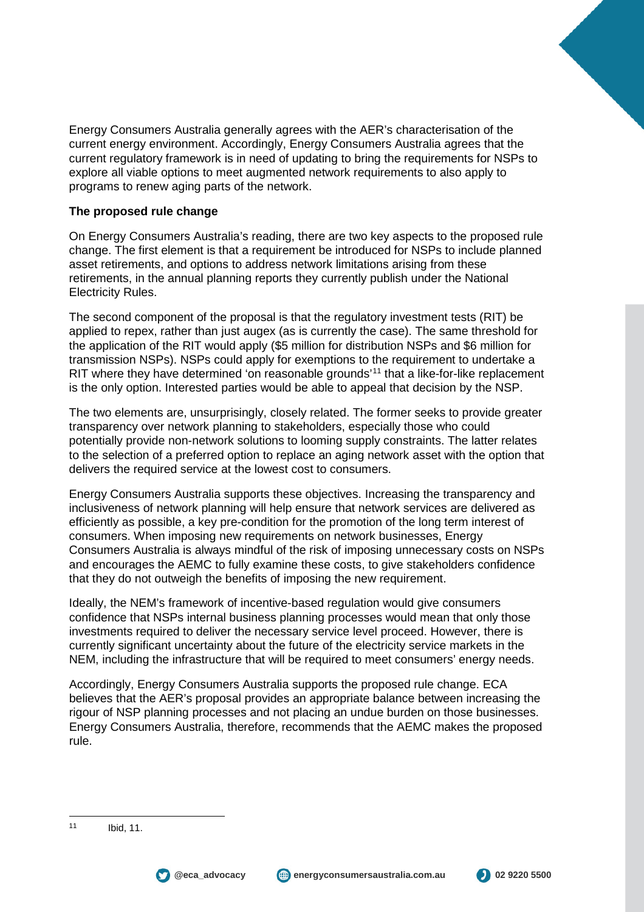Energy Consumers Australia generally agrees with the AER's characterisation of the current energy environment. Accordingly, Energy Consumers Australia agrees that the current regulatory framework is in need of updating to bring the requirements for NSPs to explore all viable options to meet augmented network requirements to also apply to programs to renew aging parts of the network.

**The proposed rule change**

On Energy Consumers Australia's reading, there are two key aspects to the proposed rule change. The first element is that a requirement be introduced for NSPs to include planned asset retirements, and options to address network limitations arising from these retirements, in the annual planning reports they currently publish under the National Electricity Rules.

The second component of the proposal is that the regulatory investment tests (RIT) be applied to repex, rather than just augex (as is currently the case). The same threshold for the application of the RIT would apply ($5 million for distribution NSPs and $6 million for transmission NSPs). NSPs could apply for exemptions to the requirement to undertake a RIT where they have determined 'on reasonable grounds'[11] that a like-for-like replacement is the only option. Interested parties would be able to appeal that decision by the NSP.

The two elements are, unsurprisingly, closely related. The former seeks to provide greater transparency over network planning to stakeholders, especially those who could potentially provide non-network solutions to looming supply constraints. The latter relates to the selection of a preferred option to replace an aging network asset with the option that delivers the required service at the lowest cost to consumers.

Energy Consumers Australia supports these objectives. Increasing the transparency and inclusiveness of network planning will help ensure that network services are delivered as efficiently as possible, a key pre-condition for the promotion of the long term interest of consumers. When imposing new requirements on network businesses, Energy Consumers Australia is always mindful of the risk of imposing unnecessary costs on NSPs and encourages the AEMC to fully examine these costs, to give stakeholders confidence that they do not outweigh the benefits of imposing the new requirement.

Ideally, the NEM's framework of incentive-based regulation would give consumers confidence that NSPs internal business planning processes would mean that only those investments required to deliver the necessary service level proceed. However, there is currently significant uncertainty about the future of the electricity service markets in the NEM, including the infrastructure that will be required to meet consumers' energy needs.

Accordingly, Energy Consumers Australia supports the proposed rule change. ECA believes that the AER's proposal provides an appropriate balance between increasing the rigour of NSP planning processes and not placing an undue burden on those businesses. Energy Consumers Australia, therefore, recommends that the AEMC makes the proposed rule.

---

[11] Ibid, 11.